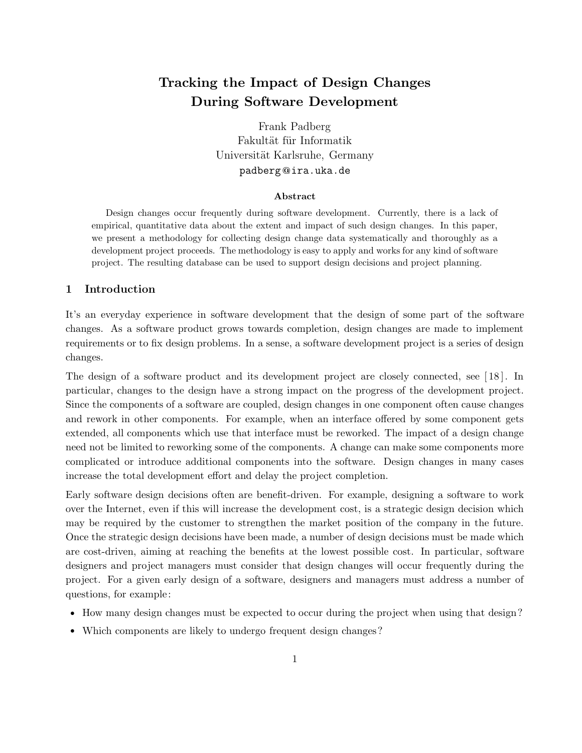# Tracking the Impact of Design Changes During Software Development

Frank Padberg
Fakultät für Informatik
Universität Karlsruhe, Germany
padberg@ira.uka.de

### Abstract

Design changes occur frequently during software development. Currently, there is a lack of empirical, quantitative data about the extent and impact of such design changes. In this paper, we present a methodology for collecting design change data systematically and thoroughly as a development project proceeds. The methodology is easy to apply and works for any kind of software project. The resulting database can be used to support design decisions and project planning.

## 1 Introduction

It's an everyday experience in software development that the design of some part of the software changes. As a software product grows towards completion, design changes are made to implement requirements or to fix design problems. In a sense, a software development project is a series of design changes.

The design of a software product and its development project are closely connected, see [18]. In particular, changes to the design have a strong impact on the progress of the development project. Since the components of a software are coupled, design changes in one component often cause changes and rework in other components. For example, when an interface offered by some component gets extended, all components which use that interface must be reworked. The impact of a design change need not be limited to reworking some of the components. A change can make some components more complicated or introduce additional components into the software. Design changes in many cases increase the total development effort and delay the project completion.

Early software design decisions often are benefit-driven. For example, designing a software to work over the Internet, even if this will increase the development cost, is a strategic design decision which may be required by the customer to strengthen the market position of the company in the future. Once the strategic design decisions have been made, a number of design decisions must be made which are cost-driven, aiming at reaching the benefits at the lowest possible cost. In particular, software designers and project managers must consider that design changes will occur frequently during the project. For a given early design of a software, designers and managers must address a number of questions, for example:

- How many design changes must be expected to occur during the project when using that design?
- Which components are likely to undergo frequent design changes?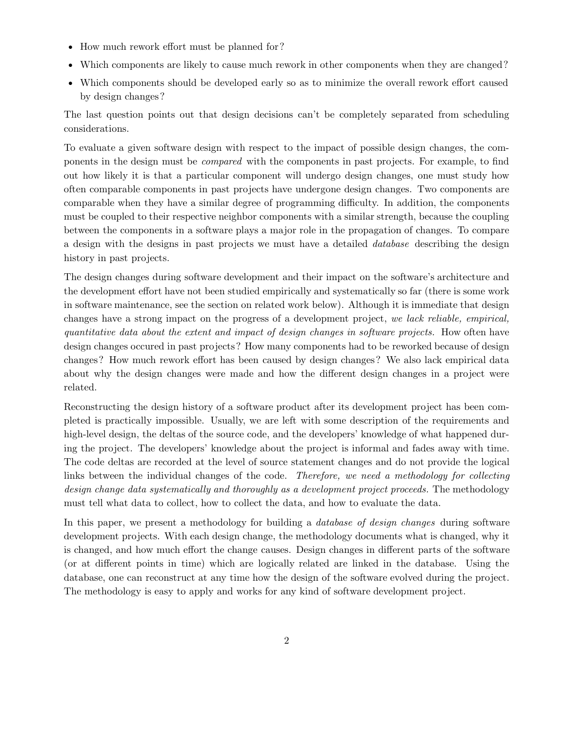- How much rework effort must be planned for?
- Which components are likely to cause much rework in other components when they are changed?
- Which components should be developed early so as to minimize the overall rework effort caused by design changes?

The last question points out that design decisions can't be completely separated from scheduling considerations.

To evaluate a given software design with respect to the impact of possible design changes, the components in the design must be *compared* with the components in past projects. For example, to find out how likely it is that a particular component will undergo design changes, one must study how often comparable components in past projects have undergone design changes. Two components are comparable when they have a similar degree of programming difficulty. In addition, the components must be coupled to their respective neighbor components with a similar strength, because the coupling between the components in a software plays a major role in the propagation of changes. To compare a design with the designs in past projects we must have a detailed *database* describing the design history in past projects.

The design changes during software development and their impact on the software's architecture and the development effort have not been studied empirically and systematically so far (there is some work in software maintenance, see the section on related work below). Although it is immediate that design changes have a strong impact on the progress of a development project, *we lack reliable, empirical, quantitative data about the extent and impact of design changes in software projects.* How often have design changes occured in past projects? How many components had to be reworked because of design changes? How much rework effort has been caused by design changes? We also lack empirical data about why the design changes were made and how the different design changes in a project were related.

Reconstructing the design history of a software product after its development project has been completed is practically impossible. Usually, we are left with some description of the requirements and high-level design, the deltas of the source code, and the developers' knowledge of what happened during the project. The developers' knowledge about the project is informal and fades away with time. The code deltas are recorded at the level of source statement changes and do not provide the logical links between the individual changes of the code. *Therefore, we need a methodology for collecting design change data systematically and thoroughly as a development project proceeds.* The methodology must tell what data to collect, how to collect the data, and how to evaluate the data.

In this paper, we present a methodology for building a *database of design changes* during software development projects. With each design change, the methodology documents what is changed, why it is changed, and how much effort the change causes. Design changes in different parts of the software (or at different points in time) which are logically related are linked in the database. Using the database, one can reconstruct at any time how the design of the software evolved during the project. The methodology is easy to apply and works for any kind of software development project.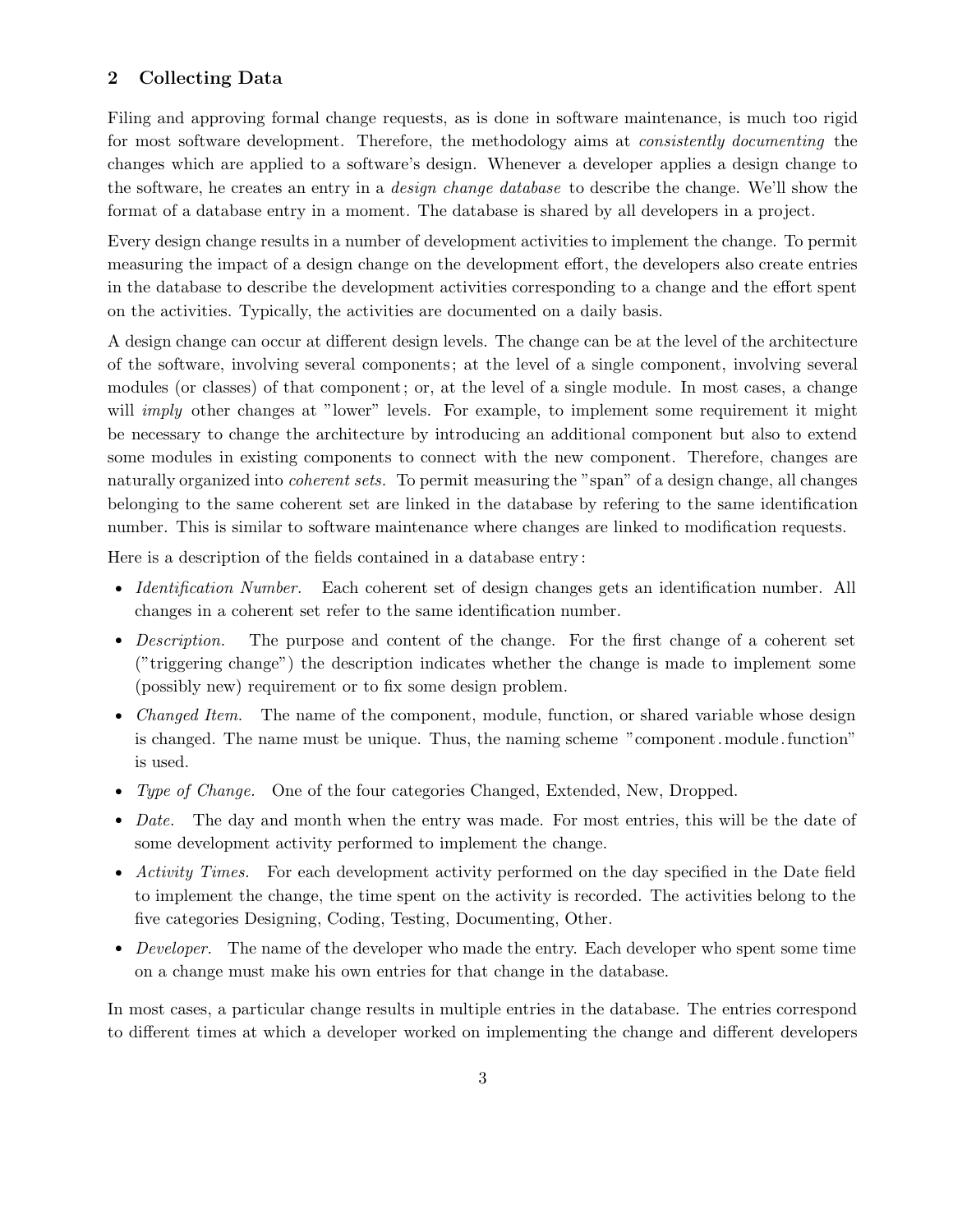## 2 Collecting Data

Filing and approving formal change requests, as is done in software maintenance, is much too rigid for most software development. Therefore, the methodology aims at *consistently documenting* the changes which are applied to a software's design. Whenever a developer applies a design change to the software, he creates an entry in a *design change database* to describe the change. We'll show the format of a database entry in a moment. The database is shared by all developers in a project.

Every design change results in a number of development activities to implement the change. To permit measuring the impact of a design change on the development effort, the developers also create entries in the database to describe the development activities corresponding to a change and the effort spent on the activities. Typically, the activities are documented on a daily basis.

A design change can occur at different design levels. The change can be at the level of the architecture of the software, involving several components; at the level of a single component, involving several modules (or classes) of that component; or, at the level of a single module. In most cases, a change will *imply* other changes at "lower" levels. For example, to implement some requirement it might be necessary to change the architecture by introducing an additional component but also to extend some modules in existing components to connect with the new component. Therefore, changes are naturally organized into *coherent sets.* To permit measuring the "span" of a design change, all changes belonging to the same coherent set are linked in the database by refering to the same identification number. This is similar to software maintenance where changes are linked to modification requests.

Here is a description of the fields contained in a database entry:

- *Identification Number.* Each coherent set of design changes gets an identification number. All changes in a coherent set refer to the same identification number.
- *Description.* The purpose and content of the change. For the first change of a coherent set ("triggering change") the description indicates whether the change is made to implement some (possibly new) requirement or to fix some design problem.
- *Changed Item.* The name of the component, module, function, or shared variable whose design is changed. The name must be unique. Thus, the naming scheme "component.module.function" is used.
- *Type of Change.* One of the four categories Changed, Extended, New, Dropped.
- *Date.* The day and month when the entry was made. For most entries, this will be the date of some development activity performed to implement the change.
- *Activity Times.* For each development activity performed on the day specified in the Date field to implement the change, the time spent on the activity is recorded. The activities belong to the five categories Designing, Coding, Testing, Documenting, Other.
- *Developer.* The name of the developer who made the entry. Each developer who spent some time on a change must make his own entries for that change in the database.

In most cases, a particular change results in multiple entries in the database. The entries correspond to different times at which a developer worked on implementing the change and different developers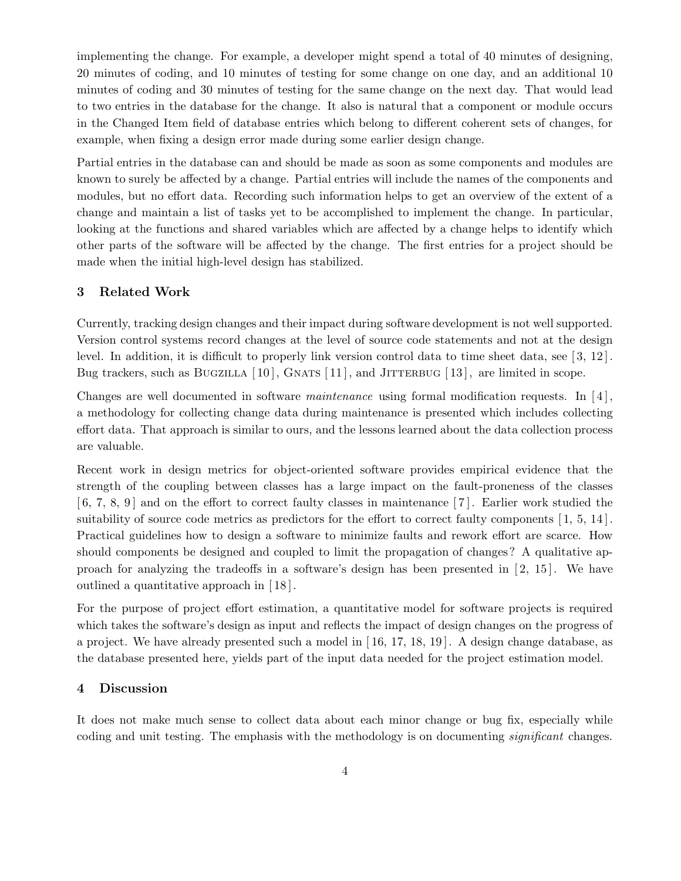implementing the change. For example, a developer might spend a total of 40 minutes of designing, 20 minutes of coding, and 10 minutes of testing for some change on one day, and an additional 10 minutes of coding and 30 minutes of testing for the same change on the next day. That would lead to two entries in the database for the change. It also is natural that a component or module occurs in the Changed Item field of database entries which belong to different coherent sets of changes, for example, when fixing a design error made during some earlier design change.

Partial entries in the database can and should be made as soon as some components and modules are known to surely be affected by a change. Partial entries will include the names of the components and modules, but no effort data. Recording such information helps to get an overview of the extent of a change and maintain a list of tasks yet to be accomplished to implement the change. In particular, looking at the functions and shared variables which are affected by a change helps to identify which other parts of the software will be affected by the change. The first entries for a project should be made when the initial high-level design has stabilized.

## 3 Related Work

Currently, tracking design changes and their impact during software development is not well supported. Version control systems record changes at the level of source code statements and not at the design level. In addition, it is difficult to properly link version control data to time sheet data, see [3, 12]. Bug trackers, such as Bugzilla [10], Gnats [11], and Jitterbug [13], are limited in scope.

Changes are well documented in software *maintenance* using formal modification requests. In [4], a methodology for collecting change data during maintenance is presented which includes collecting effort data. That approach is similar to ours, and the lessons learned about the data collection process are valuable.

Recent work in design metrics for object-oriented software provides empirical evidence that the strength of the coupling between classes has a large impact on the fault-proneness of the classes [6, 7, 8, 9] and on the effort to correct faulty classes in maintenance [7]. Earlier work studied the suitability of source code metrics as predictors for the effort to correct faulty components [1, 5, 14]. Practical guidelines how to design a software to minimize faults and rework effort are scarce. How should components be designed and coupled to limit the propagation of changes? A qualitative approach for analyzing the tradeoffs in a software's design has been presented in [2, 15]. We have outlined a quantitative approach in [18].

For the purpose of project effort estimation, a quantitative model for software projects is required which takes the software's design as input and reflects the impact of design changes on the progress of a project. We have already presented such a model in [16, 17, 18, 19]. A design change database, as the database presented here, yields part of the input data needed for the project estimation model.

## 4 Discussion

It does not make much sense to collect data about each minor change or bug fix, especially while coding and unit testing. The emphasis with the methodology is on documenting *significant* changes.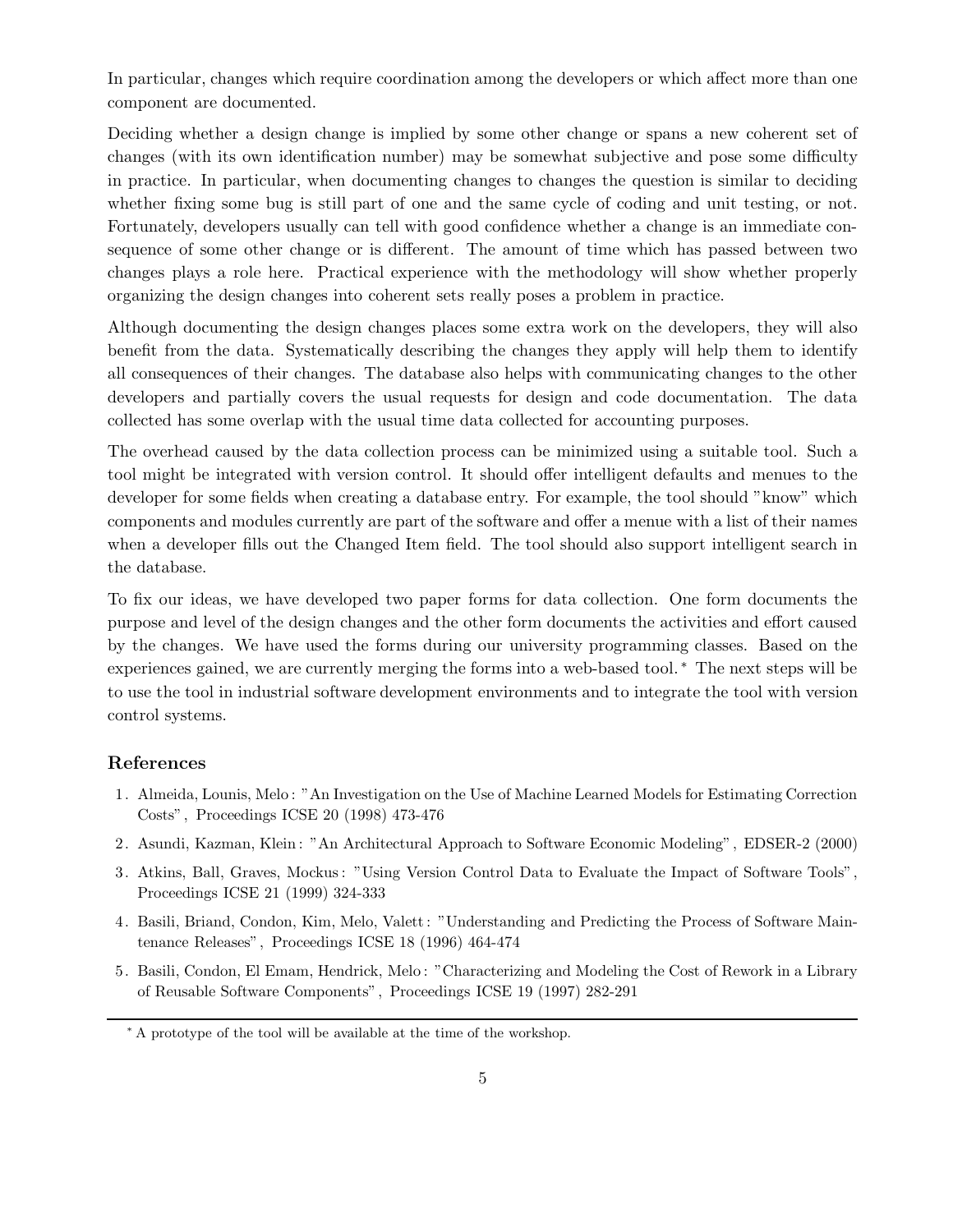In particular, changes which require coordination among the developers or which affect more than one component are documented.

Deciding whether a design change is implied by some other change or spans a new coherent set of changes (with its own identification number) may be somewhat subjective and pose some difficulty in practice. In particular, when documenting changes to changes the question is similar to deciding whether fixing some bug is still part of one and the same cycle of coding and unit testing, or not. Fortunately, developers usually can tell with good confidence whether a change is an immediate consequence of some other change or is different. The amount of time which has passed between two changes plays a role here. Practical experience with the methodology will show whether properly organizing the design changes into coherent sets really poses a problem in practice.

Although documenting the design changes places some extra work on the developers, they will also benefit from the data. Systematically describing the changes they apply will help them to identify all consequences of their changes. The database also helps with communicating changes to the other developers and partially covers the usual requests for design and code documentation. The data collected has some overlap with the usual time data collected for accounting purposes.

The overhead caused by the data collection process can be minimized using a suitable tool. Such a tool might be integrated with version control. It should offer intelligent defaults and menues to the developer for some fields when creating a database entry. For example, the tool should "know" which components and modules currently are part of the software and offer a menue with a list of their names when a developer fills out the Changed Item field. The tool should also support intelligent search in the database.

To fix our ideas, we have developed two paper forms for data collection. One form documents the purpose and level of the design changes and the other form documents the activities and effort caused by the changes. We have used the forms during our university programming classes. Based on the experiences gained, we are currently merging the forms into a web-based tool.[*] The next steps will be to use the tool in industrial software development environments and to integrate the tool with version control systems.

## References

1. Almeida, Lounis, Melo: "An Investigation on the Use of Machine Learned Models for Estimating Correction Costs", Proceedings ICSE 20 (1998) 473-476
2. Asundi, Kazman, Klein: "An Architectural Approach to Software Economic Modeling", EDSER-2 (2000)
3. Atkins, Ball, Graves, Mockus: "Using Version Control Data to Evaluate the Impact of Software Tools", Proceedings ICSE 21 (1999) 324-333
4. Basili, Briand, Condon, Kim, Melo, Valett: "Understanding and Predicting the Process of Software Maintenance Releases", Proceedings ICSE 18 (1996) 464-474
5. Basili, Condon, El Emam, Hendrick, Melo: "Characterizing and Modeling the Cost of Rework in a Library of Reusable Software Components", Proceedings ICSE 19 (1997) 282-291

[*] A prototype of the tool will be available at the time of the workshop.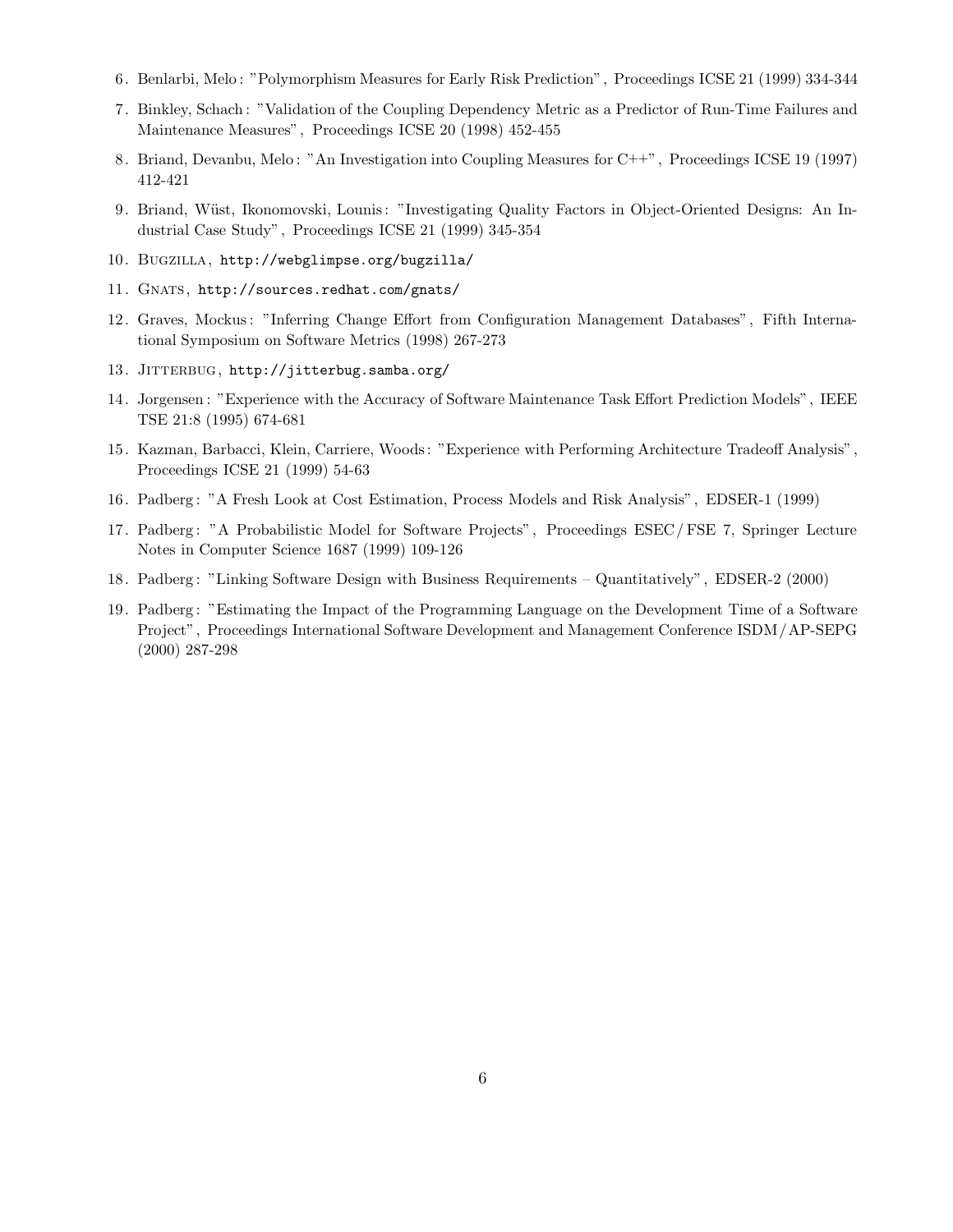6. Benlarbi, Melo : "Polymorphism Measures for Early Risk Prediction", Proceedings ICSE 21 (1999) 334-344
7. Binkley, Schach : "Validation of the Coupling Dependency Metric as a Predictor of Run-Time Failures and Maintenance Measures", Proceedings ICSE 20 (1998) 452-455
8. Briand, Devanbu, Melo : "An Investigation into Coupling Measures for C++", Proceedings ICSE 19 (1997) 412-421
9. Briand, Wüst, Ikonomovski, Lounis : "Investigating Quality Factors in Object-Oriented Designs: An Industrial Case Study", Proceedings ICSE 21 (1999) 345-354
10. Bugzilla, `http://webglimpse.org/bugzilla/`
11. Gnats, `http://sources.redhat.com/gnats/`
12. Graves, Mockus : "Inferring Change Effort from Configuration Management Databases", Fifth International Symposium on Software Metrics (1998) 267-273
13. Jitterbug, `http://jitterbug.samba.org/`
14. Jorgensen : "Experience with the Accuracy of Software Maintenance Task Effort Prediction Models", IEEE TSE 21:8 (1995) 674-681
15. Kazman, Barbacci, Klein, Carriere, Woods : "Experience with Performing Architecture Tradeoff Analysis", Proceedings ICSE 21 (1999) 54-63
16. Padberg : "A Fresh Look at Cost Estimation, Process Models and Risk Analysis", EDSER-1 (1999)
17. Padberg : "A Probabilistic Model for Software Projects", Proceedings ESEC/FSE 7, Springer Lecture Notes in Computer Science 1687 (1999) 109-126
18. Padberg : "Linking Software Design with Business Requirements – Quantitatively", EDSER-2 (2000)
19. Padberg : "Estimating the Impact of the Programming Language on the Development Time of a Software Project", Proceedings International Software Development and Management Conference ISDM/AP-SEPG (2000) 287-298